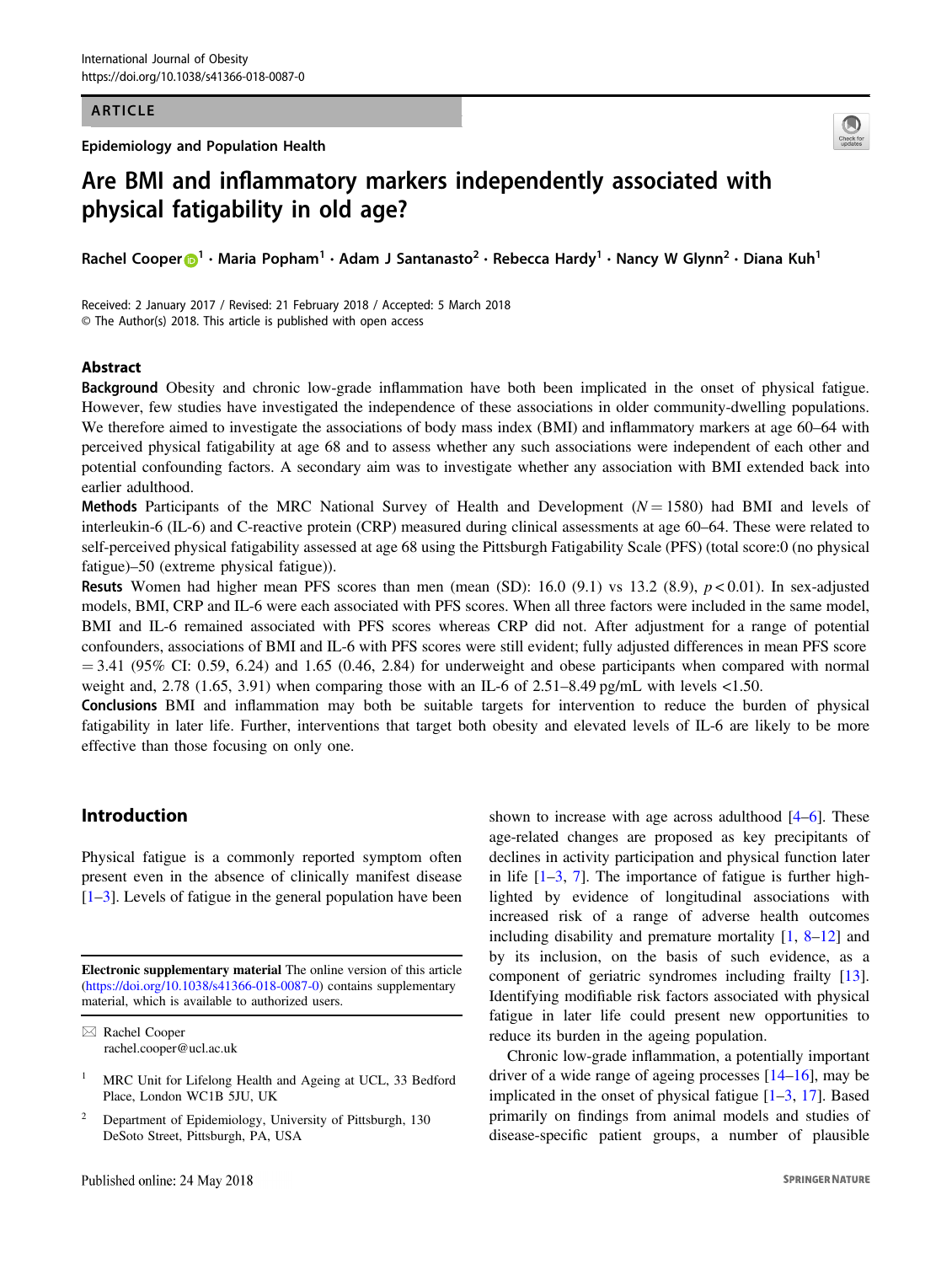ARTICLE

Epidemiology and Population Health

# Are BMI and inflammatory markers independently associated with physical fatigability in old age?

Rachel Cooper[1] · Maria Popham[1] · Adam J Santanasto[2] · Rebecca Hardy[1] · Nancy W Glynn[2] · Diana Kuh[1]

Received: 2 January 2017 / Revised: 21 February 2018 / Accepted: 5 March 2018
© The Author(s) 2018. This article is published with open access

## Abstract

**Background** Obesity and chronic low-grade inflammation have both been implicated in the onset of physical fatigue. However, few studies have investigated the independence of these associations in older community-dwelling populations. We therefore aimed to investigate the associations of body mass index (BMI) and inflammatory markers at age 60–64 with perceived physical fatigability at age 68 and to assess whether any such associations were independent of each other and potential confounding factors. A secondary aim was to investigate whether any association with BMI extended back into earlier adulthood.

**Methods** Participants of the MRC National Survey of Health and Development ($N = 1580$) had BMI and levels of interleukin-6 (IL-6) and C-reactive protein (CRP) measured during clinical assessments at age 60–64. These were related to self-perceived physical fatigability assessed at age 68 using the Pittsburgh Fatigability Scale (PFS) (total score:0 (no physical fatigue)–50 (extreme physical fatigue)).

**Resuts** Women had higher mean PFS scores than men (mean (SD): 16.0 (9.1) vs 13.2 (8.9), $p < 0.01$). In sex-adjusted models, BMI, CRP and IL-6 were each associated with PFS scores. When all three factors were included in the same model, BMI and IL-6 remained associated with PFS scores whereas CRP did not. After adjustment for a range of potential confounders, associations of BMI and IL-6 with PFS scores were still evident; fully adjusted differences in mean PFS score $= 3.41$ (95% CI: 0.59, 6.24) and 1.65 (0.46, 2.84) for underweight and obese participants when compared with normal weight and, 2.78 (1.65, 3.91) when comparing those with an IL-6 of 2.51–8.49 pg/mL with levels <1.50.

**Conclusions** BMI and inflammation may both be suitable targets for intervention to reduce the burden of physical fatigability in later life. Further, interventions that target both obesity and elevated levels of IL-6 are likely to be more effective than those focusing on only one.

## Introduction

Physical fatigue is a commonly reported symptom often present even in the absence of clinically manifest disease [1–3]. Levels of fatigue in the general population have been shown to increase with age across adulthood [4–6]. These age-related changes are proposed as key precipitants of declines in activity participation and physical function later in life [1–3, 7]. The importance of fatigue is further highlighted by evidence of longitudinal associations with increased risk of a range of adverse health outcomes including disability and premature mortality [1, 8–12] and by its inclusion, on the basis of such evidence, as a component of geriatric syndromes including frailty [13]. Identifying modifiable risk factors associated with physical fatigue in later life could present new opportunities to reduce its burden in the ageing population.

Chronic low-grade inflammation, a potentially important driver of a wide range of ageing processes [14–16], may be implicated in the onset of physical fatigue [1–3, 17]. Based primarily on findings from animal models and studies of disease-specific patient groups, a number of plausible

**Electronic supplementary material** The online version of this article (https://doi.org/10.1038/s41366-018-0087-0) contains supplementary material, which is available to authorized users.

✉ Rachel Cooper
rachel.cooper@ucl.ac.uk

[1] MRC Unit for Lifelong Health and Ageing at UCL, 33 Bedford Place, London WC1B 5JU, UK

[2] Department of Epidemiology, University of Pittsburgh, 130 DeSoto Street, Pittsburgh, PA, USA

Published online: 24 May 2018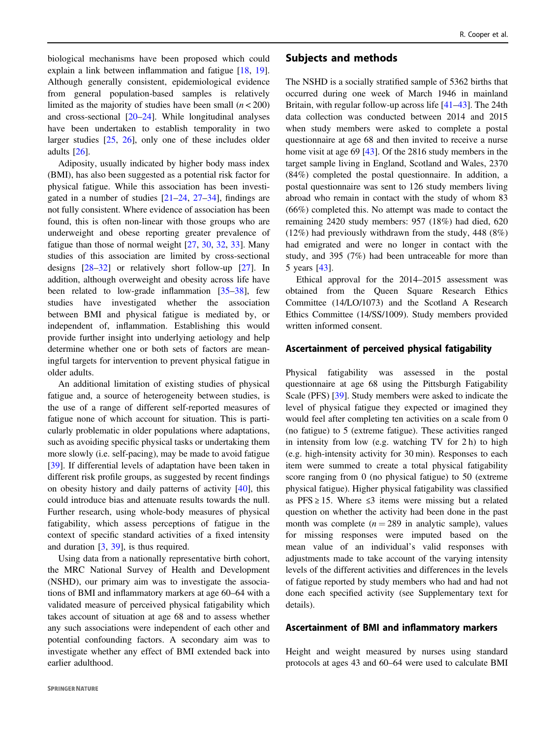biological mechanisms have been proposed which could explain a link between inflammation and fatigue [18, 19]. Although generally consistent, epidemiological evidence from general population-based samples is relatively limited as the majority of studies have been small ($n < 200$) and cross-sectional [20–24]. While longitudinal analyses have been undertaken to establish temporality in two larger studies [25, 26], only one of these includes older adults [26].

Adiposity, usually indicated by higher body mass index (BMI), has also been suggested as a potential risk factor for physical fatigue. While this association has been investigated in a number of studies [21–24, 27–34], findings are not fully consistent. Where evidence of association has been found, this is often non-linear with those groups who are underweight and obese reporting greater prevalence of fatigue than those of normal weight [27, 30, 32, 33]. Many studies of this association are limited by cross-sectional designs [28–32] or relatively short follow-up [27]. In addition, although overweight and obesity across life have been related to low-grade inflammation [35–38], few studies have investigated whether the association between BMI and physical fatigue is mediated by, or independent of, inflammation. Establishing this would provide further insight into underlying aetiology and help determine whether one or both sets of factors are meaningful targets for intervention to prevent physical fatigue in older adults.

An additional limitation of existing studies of physical fatigue and, a source of heterogeneity between studies, is the use of a range of different self-reported measures of fatigue none of which account for situation. This is particularly problematic in older populations where adaptations, such as avoiding specific physical tasks or undertaking them more slowly (i.e. self-pacing), may be made to avoid fatigue [39]. If differential levels of adaptation have been taken in different risk profile groups, as suggested by recent findings on obesity history and daily patterns of activity [40], this could introduce bias and attenuate results towards the null. Further research, using whole-body measures of physical fatigability, which assess perceptions of fatigue in the context of specific standard activities of a fixed intensity and duration [3, 39], is thus required.

Using data from a nationally representative birth cohort, the MRC National Survey of Health and Development (NSHD), our primary aim was to investigate the associations of BMI and inflammatory markers at age 60–64 with a validated measure of perceived physical fatigability which takes account of situation at age 68 and to assess whether any such associations were independent of each other and potential confounding factors. A secondary aim was to investigate whether any effect of BMI extended back into earlier adulthood.

## Subjects and methods

The NSHD is a socially stratified sample of 5362 births that occurred during one week of March 1946 in mainland Britain, with regular follow-up across life [41–43]. The 24th data collection was conducted between 2014 and 2015 when study members were asked to complete a postal questionnaire at age 68 and then invited to receive a nurse home visit at age 69 [43]. Of the 2816 study members in the target sample living in England, Scotland and Wales, 2370 (84%) completed the postal questionnaire. In addition, a postal questionnaire was sent to 126 study members living abroad who remain in contact with the study of whom 83 (66%) completed this. No attempt was made to contact the remaining 2420 study members: 957 (18%) had died, 620 (12%) had previously withdrawn from the study, 448 (8%) had emigrated and were no longer in contact with the study, and 395 (7%) had been untraceable for more than 5 years [43].

Ethical approval for the 2014–2015 assessment was obtained from the Queen Square Research Ethics Committee (14/LO/1073) and the Scotland A Research Ethics Committee (14/SS/1009). Study members provided written informed consent.

### Ascertainment of perceived physical fatigability

Physical fatigability was assessed in the postal questionnaire at age 68 using the Pittsburgh Fatigability Scale (PFS) [39]. Study members were asked to indicate the level of physical fatigue they expected or imagined they would feel after completing ten activities on a scale from 0 (no fatigue) to 5 (extreme fatigue). These activities ranged in intensity from low (e.g. watching TV for 2 h) to high (e.g. high-intensity activity for 30 min). Responses to each item were summed to create a total physical fatigability score ranging from 0 (no physical fatigue) to 50 (extreme physical fatigue). Higher physical fatigability was classified as PFS ≥ 15. Where ≤3 items were missing but a related question on whether the activity had been done in the past month was complete ($n = 289$ in analytic sample), values for missing responses were imputed based on the mean value of an individual's valid responses with adjustments made to take account of the varying intensity levels of the different activities and differences in the levels of fatigue reported by study members who had and had not done each specified activity (see Supplementary text for details).

### Ascertainment of BMI and inflammatory markers

Height and weight measured by nurses using standard protocols at ages 43 and 60–64 were used to calculate BMI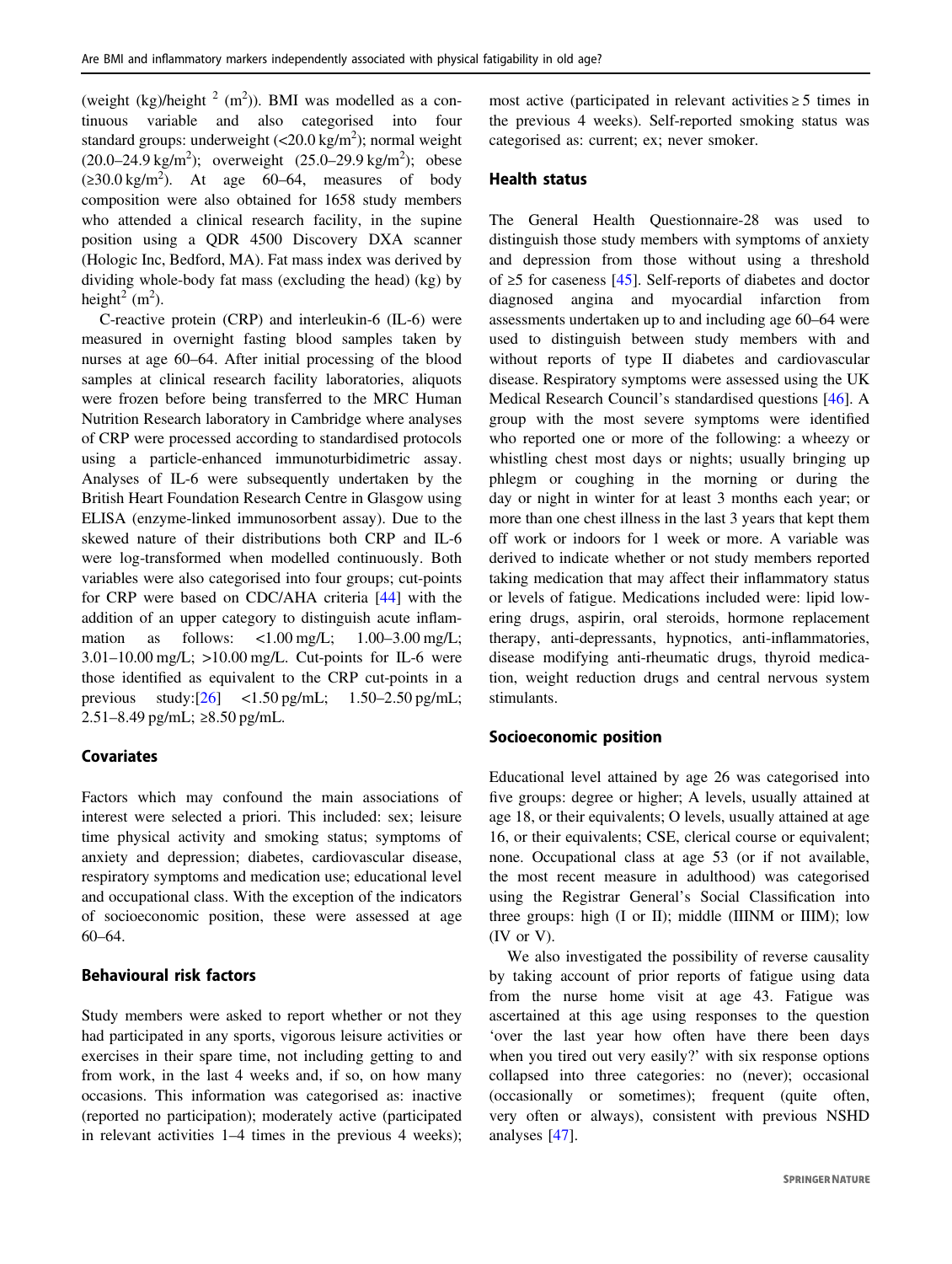(weight (kg)/height $^2$ (m$^2$)). BMI was modelled as a continuous variable and also categorised into four standard groups: underweight (<20.0 kg/m$^2$); normal weight (20.0–24.9 kg/m$^2$); overweight (25.0–29.9 kg/m$^2$); obese (≥30.0 kg/m$^2$). At age 60–64, measures of body composition were also obtained for 1658 study members who attended a clinical research facility, in the supine position using a QDR 4500 Discovery DXA scanner (Hologic Inc, Bedford, MA). Fat mass index was derived by dividing whole-body fat mass (excluding the head) (kg) by height$^2$ (m$^2$).

C-reactive protein (CRP) and interleukin-6 (IL-6) were measured in overnight fasting blood samples taken by nurses at age 60–64. After initial processing of the blood samples at clinical research facility laboratories, aliquots were frozen before being transferred to the MRC Human Nutrition Research laboratory in Cambridge where analyses of CRP were processed according to standardised protocols using a particle-enhanced immunoturbidimetric assay. Analyses of IL-6 were subsequently undertaken by the British Heart Foundation Research Centre in Glasgow using ELISA (enzyme-linked immunosorbent assay). Due to the skewed nature of their distributions both CRP and IL-6 were log-transformed when modelled continuously. Both variables were also categorised into four groups; cut-points for CRP were based on CDC/AHA criteria [44] with the addition of an upper category to distinguish acute inflammation as follows: <1.00 mg/L; 1.00–3.00 mg/L; 3.01–10.00 mg/L; >10.00 mg/L. Cut-points for IL-6 were those identified as equivalent to the CRP cut-points in a previous study:[26] <1.50 pg/mL; 1.50–2.50 pg/mL; 2.51–8.49 pg/mL; ≥8.50 pg/mL.

## Covariates

Factors which may confound the main associations of interest were selected a priori. This included: sex; leisure time physical activity and smoking status; symptoms of anxiety and depression; diabetes, cardiovascular disease, respiratory symptoms and medication use; educational level and occupational class. With the exception of the indicators of socioeconomic position, these were assessed at age 60–64.

## Behavioural risk factors

Study members were asked to report whether or not they had participated in any sports, vigorous leisure activities or exercises in their spare time, not including getting to and from work, in the last 4 weeks and, if so, on how many occasions. This information was categorised as: inactive (reported no participation); moderately active (participated in relevant activities 1–4 times in the previous 4 weeks); most active (participated in relevant activities ≥ 5 times in the previous 4 weeks). Self-reported smoking status was categorised as: current; ex; never smoker.

## Health status

The General Health Questionnaire-28 was used to distinguish those study members with symptoms of anxiety and depression from those without using a threshold of ≥5 for caseness [45]. Self-reports of diabetes and doctor diagnosed angina and myocardial infarction from assessments undertaken up to and including age 60–64 were used to distinguish between study members with and without reports of type II diabetes and cardiovascular disease. Respiratory symptoms were assessed using the UK Medical Research Council's standardised questions [46]. A group with the most severe symptoms were identified who reported one or more of the following: a wheezy or whistling chest most days or nights; usually bringing up phlegm or coughing in the morning or during the day or night in winter for at least 3 months each year; or more than one chest illness in the last 3 years that kept them off work or indoors for 1 week or more. A variable was derived to indicate whether or not study members reported taking medication that may affect their inflammatory status or levels of fatigue. Medications included were: lipid lowering drugs, aspirin, oral steroids, hormone replacement therapy, anti-depressants, hypnotics, anti-inflammatories, disease modifying anti-rheumatic drugs, thyroid medication, weight reduction drugs and central nervous system stimulants.

## Socioeconomic position

Educational level attained by age 26 was categorised into five groups: degree or higher; A levels, usually attained at age 18, or their equivalents; O levels, usually attained at age 16, or their equivalents; CSE, clerical course or equivalent; none. Occupational class at age 53 (or if not available, the most recent measure in adulthood) was categorised using the Registrar General's Social Classification into three groups: high (I or II); middle (IIINM or IIIM); low (IV or V).

We also investigated the possibility of reverse causality by taking account of prior reports of fatigue using data from the nurse home visit at age 43. Fatigue was ascertained at this age using responses to the question 'over the last year how often have there been days when you tired out very easily?' with six response options collapsed into three categories: no (never); occasional (occasionally or sometimes); frequent (quite often, very often or always), consistent with previous NSHD analyses [47].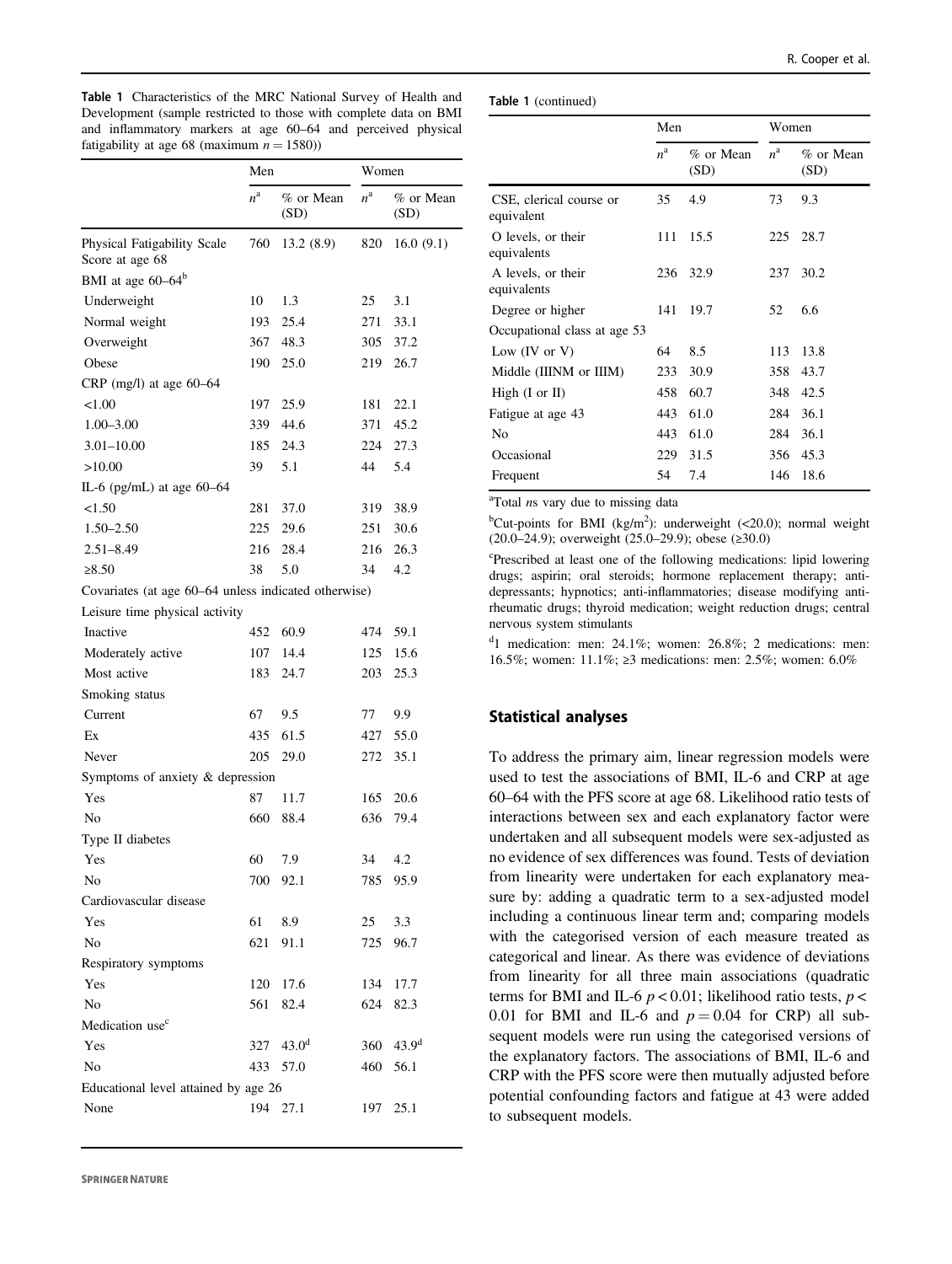**Table 1** Characteristics of the MRC National Survey of Health and Development (sample restricted to those with complete data on BMI and inflammatory markers at age 60–64 and perceived physical fatigability at age 68 (maximum $n = 1580$))

| | Men | | Women | |
|---|---|---|---|---|
| | $n$[a] | % or Mean (SD) | $n$[a] | % or Mean (SD) |
| Physical Fatigability Scale Score at age 68 | 760 | 13.2 (8.9) | 820 | 16.0 (9.1) |
| BMI at age 60–64[b] | | | | |
| Underweight | 10 | 1.3 | 25 | 3.1 |
| Normal weight | 193 | 25.4 | 271 | 33.1 |
| Overweight | 367 | 48.3 | 305 | 37.2 |
| Obese | 190 | 25.0 | 219 | 26.7 |
| CRP (mg/l) at age 60–64 | | | | |
| <1.00 | 197 | 25.9 | 181 | 22.1 |
| 1.00–3.00 | 339 | 44.6 | 371 | 45.2 |
| 3.01–10.00 | 185 | 24.3 | 224 | 27.3 |
| >10.00 | 39 | 5.1 | 44 | 5.4 |
| IL-6 (pg/mL) at age 60–64 | | | | |
| <1.50 | 281 | 37.0 | 319 | 38.9 |
| 1.50–2.50 | 225 | 29.6 | 251 | 30.6 |
| 2.51–8.49 | 216 | 28.4 | 216 | 26.3 |
| ≥8.50 | 38 | 5.0 | 34 | 4.2 |
| Covariates (at age 60–64 unless indicated otherwise) | | | | |
| Leisure time physical activity | | | | |
| Inactive | 452 | 60.9 | 474 | 59.1 |
| Moderately active | 107 | 14.4 | 125 | 15.6 |
| Most active | 183 | 24.7 | 203 | 25.3 |
| Smoking status | | | | |
| Current | 67 | 9.5 | 77 | 9.9 |
| Ex | 435 | 61.5 | 427 | 55.0 |
| Never | 205 | 29.0 | 272 | 35.1 |
| Symptoms of anxiety & depression | | | | |
| Yes | 87 | 11.7 | 165 | 20.6 |
| No | 660 | 88.4 | 636 | 79.4 |
| Type II diabetes | | | | |
| Yes | 60 | 7.9 | 34 | 4.2 |
| No | 700 | 92.1 | 785 | 95.9 |
| Cardiovascular disease | | | | |
| Yes | 61 | 8.9 | 25 | 3.3 |
| No | 621 | 91.1 | 725 | 96.7 |
| Respiratory symptoms | | | | |
| Yes | 120 | 17.6 | 134 | 17.7 |
| No | 561 | 82.4 | 624 | 82.3 |
| Medication use[c] | | | | |
| Yes | 327 | 43.0[d] | 360 | 43.9[d] |
| No | 433 | 57.0 | 460 | 56.1 |
| Educational level attained by age 26 | | | | |
| None | 194 | 27.1 | 197 | 25.1 |
| CSE, clerical course or equivalent | 35 | 4.9 | 73 | 9.3 |
| O levels, or their equivalents | 111 | 15.5 | 225 | 28.7 |
| A levels, or their equivalents | 236 | 32.9 | 237 | 30.2 |
| Degree or higher | 141 | 19.7 | 52 | 6.6 |
| Occupational class at age 53 | | | | |
| Low (IV or V) | 64 | 8.5 | 113 | 13.8 |
| Middle (IIINM or IIIM) | 233 | 30.9 | 358 | 43.7 |
| High (I or II) | 458 | 60.7 | 348 | 42.5 |
| Fatigue at age 43 | 443 | 61.0 | 284 | 36.1 |
| No | 443 | 61.0 | 284 | 36.1 |
| Occasional | 229 | 31.5 | 356 | 45.3 |
| Frequent | 54 | 7.4 | 146 | 18.6 |

[a]Total *n*s vary due to missing data

[b]Cut-points for BMI (kg/m$^2$): underweight (<20.0); normal weight (20.0–24.9); overweight (25.0–29.9); obese (≥30.0)

[c]Prescribed at least one of the following medications: lipid lowering drugs; aspirin; oral steroids; hormone replacement therapy; anti-depressants; hypnotics; anti-inflammatories; disease modifying anti-rheumatic drugs; thyroid medication; weight reduction drugs; central nervous system stimulants

[d]1 medication: men: 24.1%; women: 26.8%; 2 medications: men: 16.5%; women: 11.1%; ≥3 medications: men: 2.5%; women: 6.0%

## Statistical analyses

To address the primary aim, linear regression models were used to test the associations of BMI, IL-6 and CRP at age 60–64 with the PFS score at age 68. Likelihood ratio tests of interactions between sex and each explanatory factor were undertaken and all subsequent models were sex-adjusted as no evidence of sex differences was found. Tests of deviation from linearity were undertaken for each explanatory measure by: adding a quadratic term to a sex-adjusted model including a continuous linear term and; comparing models with the categorised version of each measure treated as categorical and linear. As there was evidence of deviations from linearity for all three main associations (quadratic terms for BMI and IL-6 $p < 0.01$; likelihood ratio tests, $p < 0.01$ for BMI and IL-6 and $p = 0.04$ for CRP) all subsequent models were run using the categorised versions of the explanatory factors. The associations of BMI, IL-6 and CRP with the PFS score were then mutually adjusted before potential confounding factors and fatigue at 43 were added to subsequent models.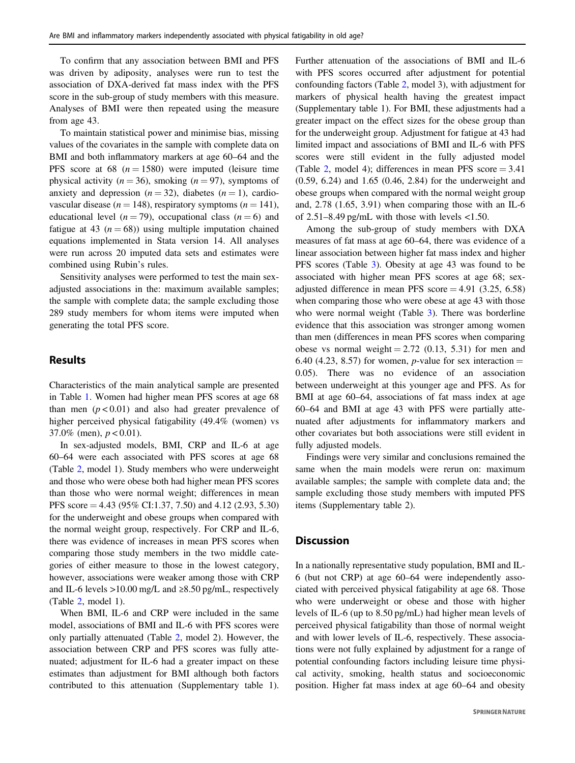To confirm that any association between BMI and PFS was driven by adiposity, analyses were run to test the association of DXA-derived fat mass index with the PFS score in the sub-group of study members with this measure. Analyses of BMI were then repeated using the measure from age 43.

To maintain statistical power and minimise bias, missing values of the covariates in the sample with complete data on BMI and both inflammatory markers at age 60–64 and the PFS score at 68 ($n = 1580$) were imputed (leisure time physical activity ($n = 36$), smoking ($n = 97$), symptoms of anxiety and depression ($n = 32$), diabetes ($n = 1$), cardiovascular disease ($n = 148$), respiratory symptoms ($n = 141$), educational level ($n = 79$), occupational class ($n = 6$) and fatigue at 43 ($n = 68$)) using multiple imputation chained equations implemented in Stata version 14. All analyses were run across 20 imputed data sets and estimates were combined using Rubin's rules.

Sensitivity analyses were performed to test the main sex-adjusted associations in the: maximum available samples; the sample with complete data; the sample excluding those 289 study members for whom items were imputed when generating the total PFS score.

## Results

Characteristics of the main analytical sample are presented in Table 1. Women had higher mean PFS scores at age 68 than men ($p < 0.01$) and also had greater prevalence of higher perceived physical fatigability (49.4% (women) vs 37.0% (men), $p < 0.01$).

In sex-adjusted models, BMI, CRP and IL-6 at age 60–64 were each associated with PFS scores at age 68 (Table 2, model 1). Study members who were underweight and those who were obese both had higher mean PFS scores than those who were normal weight; differences in mean PFS score = 4.43 (95% CI:1.37, 7.50) and 4.12 (2.93, 5.30) for the underweight and obese groups when compared with the normal weight group, respectively. For CRP and IL-6, there was evidence of increases in mean PFS scores when comparing those study members in the two middle categories of either measure to those in the lowest category, however, associations were weaker among those with CRP and IL-6 levels >10.00 mg/L and ≥8.50 pg/mL, respectively (Table 2, model 1).

When BMI, IL-6 and CRP were included in the same model, associations of BMI and IL-6 with PFS scores were only partially attenuated (Table 2, model 2). However, the association between CRP and PFS scores was fully attenuated; adjustment for IL-6 had a greater impact on these estimates than adjustment for BMI although both factors contributed to this attenuation (Supplementary table 1). Further attenuation of the associations of BMI and IL-6 with PFS scores occurred after adjustment for potential confounding factors (Table 2, model 3), with adjustment for markers of physical health having the greatest impact (Supplementary table 1). For BMI, these adjustments had a greater impact on the effect sizes for the obese group than for the underweight group. Adjustment for fatigue at 43 had limited impact and associations of BMI and IL-6 with PFS scores were still evident in the fully adjusted model (Table 2, model 4); differences in mean PFS score = 3.41 (0.59, 6.24) and 1.65 (0.46, 2.84) for the underweight and obese groups when compared with the normal weight group and, 2.78 (1.65, 3.91) when comparing those with an IL-6 of 2.51–8.49 pg/mL with those with levels <1.50.

Among the sub-group of study members with DXA measures of fat mass at age 60–64, there was evidence of a linear association between higher fat mass index and higher PFS scores (Table 3). Obesity at age 43 was found to be associated with higher mean PFS scores at age 68; sex-adjusted difference in mean PFS score = 4.91 (3.25, 6.58) when comparing those who were obese at age 43 with those who were normal weight (Table 3). There was borderline evidence that this association was stronger among women than men (differences in mean PFS scores when comparing obese vs normal weight = 2.72 (0.13, 5.31) for men and 6.40 (4.23, 8.57) for women, *p*-value for sex interaction = 0.05). There was no evidence of an association between underweight at this younger age and PFS. As for BMI at age 60–64, associations of fat mass index at age 60–64 and BMI at age 43 with PFS were partially attenuated after adjustments for inflammatory markers and other covariates but both associations were still evident in fully adjusted models.

Findings were very similar and conclusions remained the same when the main models were rerun on: maximum available samples; the sample with complete data and; the sample excluding those study members with imputed PFS items (Supplementary table 2).

## Discussion

In a nationally representative study population, BMI and IL-6 (but not CRP) at age 60–64 were independently associated with perceived physical fatigability at age 68. Those who were underweight or obese and those with higher levels of IL-6 (up to 8.50 pg/mL) had higher mean levels of perceived physical fatigability than those of normal weight and with lower levels of IL-6, respectively. These associations were not fully explained by adjustment for a range of potential confounding factors including leisure time physical activity, smoking, health status and socioeconomic position. Higher fat mass index at age 60–64 and obesity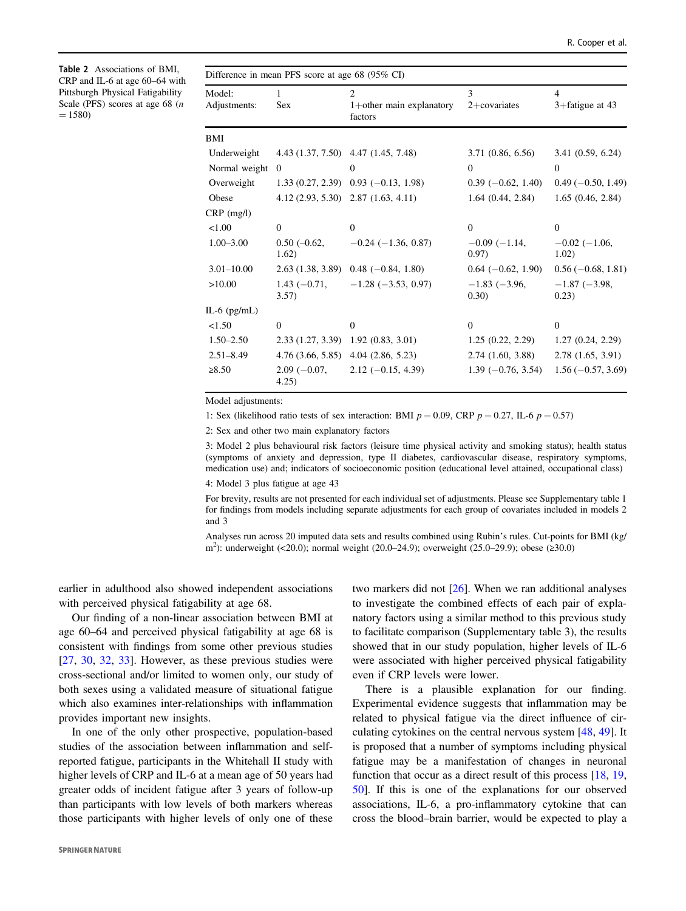**Table 2** Associations of BMI, CRP and IL-6 at age 60–64 with Pittsburgh Physical Fatigability Scale (PFS) scores at age 68 ($n = 1580$)

| Difference in mean PFS score at age 68 (95% CI) | | | | |
|---|---|---|---|---|
| Model: Adjustments: | 1 Sex | 2 1+other main explanatory factors | 3 2+covariates | 4 3+fatigue at 43 |
| BMI | | | | |
| Underweight | 4.43 (1.37, 7.50) | 4.47 (1.45, 7.48) | 3.71 (0.86, 6.56) | 3.41 (0.59, 6.24) |
| Normal weight | 0 | 0 | 0 | 0 |
| Overweight | 1.33 (0.27, 2.39) | 0.93 (−0.13, 1.98) | 0.39 (−0.62, 1.40) | 0.49 (−0.50, 1.49) |
| Obese | 4.12 (2.93, 5.30) | 2.87 (1.63, 4.11) | 1.64 (0.44, 2.84) | 1.65 (0.46, 2.84) |
| CRP (mg/l) | | | | |
| <1.00 | 0 | 0 | 0 | 0 |
| 1.00–3.00 | 0.50 (−0.62, 1.62) | −0.24 (−1.36, 0.87) | −0.09 (−1.14, 0.97) | −0.02 (−1.06, 1.02) |
| 3.01–10.00 | 2.63 (1.38, 3.89) | 0.48 (−0.84, 1.80) | 0.64 (−0.62, 1.90) | 0.56 (−0.68, 1.81) |
| >10.00 | 1.43 (−0.71, 3.57) | −1.28 (−3.53, 0.97) | −1.83 (−3.96, 0.30) | −1.87 (−3.98, 0.23) |
| IL-6 (pg/mL) | | | | |
| <1.50 | 0 | 0 | 0 | 0 |
| 1.50–2.50 | 2.33 (1.27, 3.39) | 1.92 (0.83, 3.01) | 1.25 (0.22, 2.29) | 1.27 (0.24, 2.29) |
| 2.51–8.49 | 4.76 (3.66, 5.85) | 4.04 (2.86, 5.23) | 2.74 (1.60, 3.88) | 2.78 (1.65, 3.91) |
| ≥8.50 | 2.09 (−0.07, 4.25) | 2.12 (−0.15, 4.39) | 1.39 (−0.76, 3.54) | 1.56 (−0.57, 3.69) |

Model adjustments:

1: Sex (likelihood ratio tests of sex interaction: BMI $p = 0.09$, CRP $p = 0.27$, IL-6 $p = 0.57$)

2: Sex and other two main explanatory factors

3: Model 2 plus behavioural risk factors (leisure time physical activity and smoking status); health status (symptoms of anxiety and depression, type II diabetes, cardiovascular disease, respiratory symptoms, medication use) and; indicators of socioeconomic position (educational level attained, occupational class)

4: Model 3 plus fatigue at age 43

For brevity, results are not presented for each individual set of adjustments. Please see Supplementary table 1 for findings from models including separate adjustments for each group of covariates included in models 2 and 3

Analyses run across 20 imputed data sets and results combined using Rubin's rules. Cut-points for BMI (kg/m$^2$): underweight (<20.0); normal weight (20.0–24.9); overweight (25.0–29.9); obese (≥30.0)

earlier in adulthood also showed independent associations with perceived physical fatigability at age 68.

Our finding of a non-linear association between BMI at age 60–64 and perceived physical fatigability at age 68 is consistent with findings from some other previous studies [27, 30, 32, 33]. However, as these previous studies were cross-sectional and/or limited to women only, our study of both sexes using a validated measure of situational fatigue which also examines inter-relationships with inflammation provides important new insights.

In one of the only other prospective, population-based studies of the association between inflammation and self-reported fatigue, participants in the Whitehall II study with higher levels of CRP and IL-6 at a mean age of 50 years had greater odds of incident fatigue after 3 years of follow-up than participants with low levels of both markers whereas those participants with higher levels of only one of these two markers did not [26]. When we ran additional analyses to investigate the combined effects of each pair of explanatory factors using a similar method to this previous study to facilitate comparison (Supplementary table 3), the results showed that in our study population, higher levels of IL-6 were associated with higher perceived physical fatigability even if CRP levels were lower.

There is a plausible explanation for our finding. Experimental evidence suggests that inflammation may be related to physical fatigue via the direct influence of circulating cytokines on the central nervous system [48, 49]. It is proposed that a number of symptoms including physical fatigue may be a manifestation of changes in neuronal function that occur as a direct result of this process [18, 19, 50]. If this is one of the explanations for our observed associations, IL-6, a pro-inflammatory cytokine that can cross the blood–brain barrier, would be expected to play a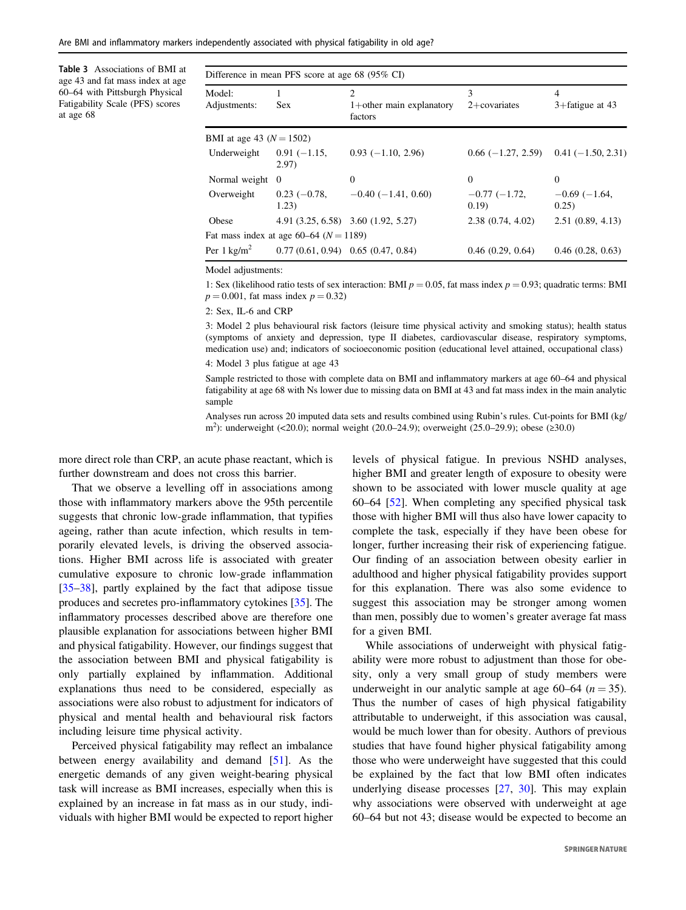**Table 3** Associations of BMI at age 43 and fat mass index at age 60–64 with Pittsburgh Physical Fatigability Scale (PFS) scores at age 68

| Difference in mean PFS score at age 68 (95% CI) | | | | |
|---|---|---|---|---|
| Model: Adjustments: | 1 Sex | 2 1+other main explanatory factors | 3 2+covariates | 4 3+fatigue at 43 |
| BMI at age 43 ($N = 1502$) | | | | |
| Underweight | 0.91 (−1.15, 2.97) | 0.93 (−1.10, 2.96) | 0.66 (−1.27, 2.59) | 0.41 (−1.50, 2.31) |
| Normal weight | 0 | 0 | 0 | 0 |
| Overweight | 0.23 (−0.78, 1.23) | −0.40 (−1.41, 0.60) | −0.77 (−1.72, 0.19) | −0.69 (−1.64, 0.25) |
| Obese | 4.91 (3.25, 6.58) | 3.60 (1.92, 5.27) | 2.38 (0.74, 4.02) | 2.51 (0.89, 4.13) |
| Fat mass index at age 60–64 ($N = 1189$) | | | | |
| Per 1 kg/m$^2$ | 0.77 (0.61, 0.94) | 0.65 (0.47, 0.84) | 0.46 (0.29, 0.64) | 0.46 (0.28, 0.63) |

Model adjustments:

1: Sex (likelihood ratio tests of sex interaction: BMI $p = 0.05$, fat mass index $p = 0.93$; quadratic terms: BMI $p = 0.001$, fat mass index $p = 0.32$)

2: Sex, IL-6 and CRP

3: Model 2 plus behavioural risk factors (leisure time physical activity and smoking status); health status (symptoms of anxiety and depression, type II diabetes, cardiovascular disease, respiratory symptoms, medication use) and; indicators of socioeconomic position (educational level attained, occupational class)

4: Model 3 plus fatigue at age 43

Sample restricted to those with complete data on BMI and inflammatory markers at age 60–64 and physical fatigability at age 68 with Ns lower due to missing data on BMI at 43 and fat mass index in the main analytic sample

Analyses run across 20 imputed data sets and results combined using Rubin's rules. Cut-points for BMI (kg/m$^2$): underweight (<20.0); normal weight (20.0–24.9); overweight (25.0–29.9); obese (≥30.0)

more direct role than CRP, an acute phase reactant, which is further downstream and does not cross this barrier.

That we observe a levelling off in associations among those with inflammatory markers above the 95th percentile suggests that chronic low-grade inflammation, that typifies ageing, rather than acute infection, which results in temporarily elevated levels, is driving the observed associations. Higher BMI across life is associated with greater cumulative exposure to chronic low-grade inflammation [35–38], partly explained by the fact that adipose tissue produces and secretes pro-inflammatory cytokines [35]. The inflammatory processes described above are therefore one plausible explanation for associations between higher BMI and physical fatigability. However, our findings suggest that the association between BMI and physical fatigability is only partially explained by inflammation. Additional explanations thus need to be considered, especially as associations were also robust to adjustment for indicators of physical and mental health and behavioural risk factors including leisure time physical activity.

Perceived physical fatigability may reflect an imbalance between energy availability and demand [51]. As the energetic demands of any given weight-bearing physical task will increase as BMI increases, especially when this is explained by an increase in fat mass as in our study, individuals with higher BMI would be expected to report higher levels of physical fatigue. In previous NSHD analyses, higher BMI and greater length of exposure to obesity were shown to be associated with lower muscle quality at age 60–64 [52]. When completing any specified physical task those with higher BMI will thus also have lower capacity to complete the task, especially if they have been obese for longer, further increasing their risk of experiencing fatigue. Our finding of an association between obesity earlier in adulthood and higher physical fatigability provides support for this explanation. There was also some evidence to suggest this association may be stronger among women than men, possibly due to women's greater average fat mass for a given BMI.

While associations of underweight with physical fatigability were more robust to adjustment than those for obesity, only a very small group of study members were underweight in our analytic sample at age 60–64 ($n = 35$). Thus the number of cases of high physical fatigability attributable to underweight, if this association was causal, would be much lower than for obesity. Authors of previous studies that have found higher physical fatigability among those who were underweight have suggested that this could be explained by the fact that low BMI often indicates underlying disease processes [27, 30]. This may explain why associations were observed with underweight at age 60–64 but not 43; disease would be expected to become an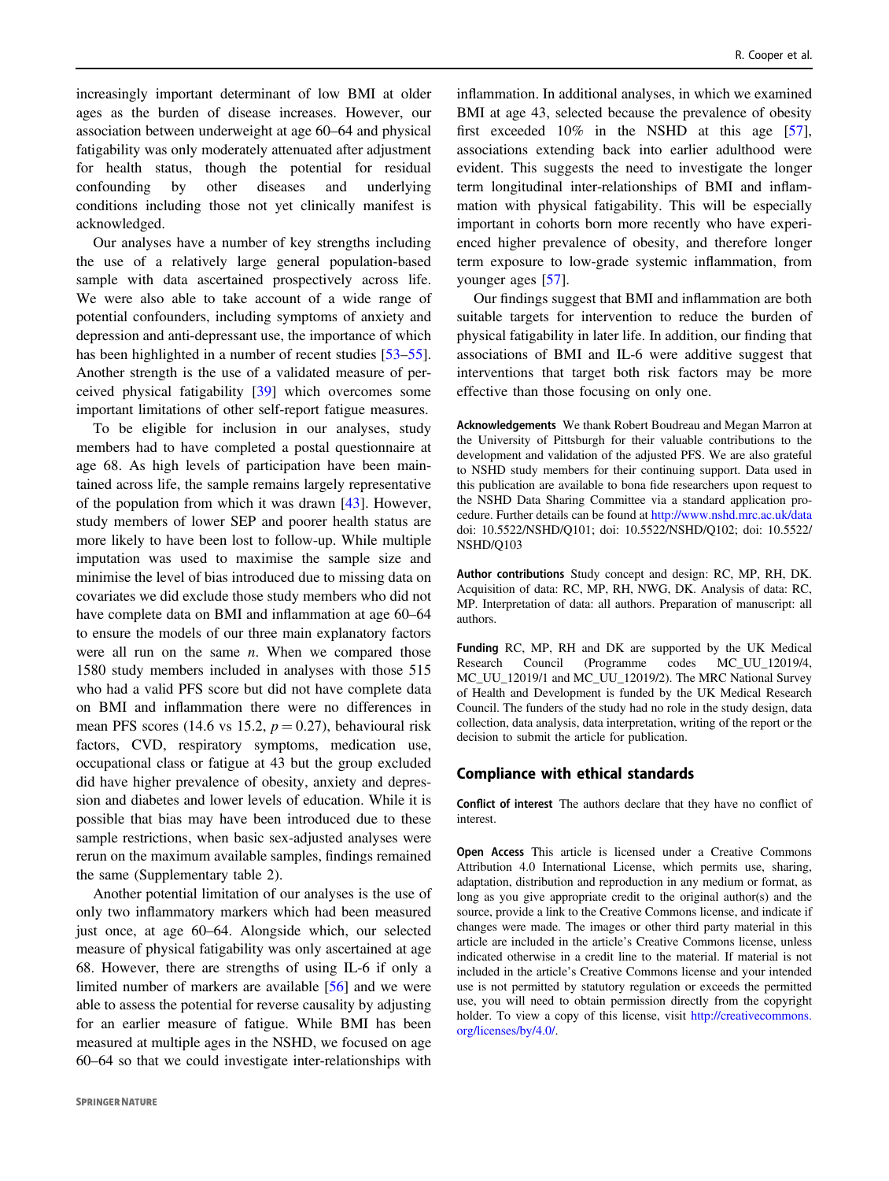increasingly important determinant of low BMI at older ages as the burden of disease increases. However, our association between underweight at age 60–64 and physical fatigability was only moderately attenuated after adjustment for health status, though the potential for residual confounding by other diseases and underlying conditions including those not yet clinically manifest is acknowledged.

Our analyses have a number of key strengths including the use of a relatively large general population-based sample with data ascertained prospectively across life. We were also able to take account of a wide range of potential confounders, including symptoms of anxiety and depression and anti-depressant use, the importance of which has been highlighted in a number of recent studies [53–55]. Another strength is the use of a validated measure of perceived physical fatigability [39] which overcomes some important limitations of other self-report fatigue measures.

To be eligible for inclusion in our analyses, study members had to have completed a postal questionnaire at age 68. As high levels of participation have been maintained across life, the sample remains largely representative of the population from which it was drawn [43]. However, study members of lower SEP and poorer health status are more likely to have been lost to follow-up. While multiple imputation was used to maximise the sample size and minimise the level of bias introduced due to missing data on covariates we did exclude those study members who did not have complete data on BMI and inflammation at age 60–64 to ensure the models of our three main explanatory factors were all run on the same *n*. When we compared those 1580 study members included in analyses with those 515 who had a valid PFS score but did not have complete data on BMI and inflammation there were no differences in mean PFS scores (14.6 vs 15.2, $p = 0.27$), behavioural risk factors, CVD, respiratory symptoms, medication use, occupational class or fatigue at 43 but the group excluded did have higher prevalence of obesity, anxiety and depression and diabetes and lower levels of education. While it is possible that bias may have been introduced due to these sample restrictions, when basic sex-adjusted analyses were rerun on the maximum available samples, findings remained the same (Supplementary table 2).

Another potential limitation of our analyses is the use of only two inflammatory markers which had been measured just once, at age 60–64. Alongside which, our selected measure of physical fatigability was only ascertained at age 68. However, there are strengths of using IL-6 if only a limited number of markers are available [56] and we were able to assess the potential for reverse causality by adjusting for an earlier measure of fatigue. While BMI has been measured at multiple ages in the NSHD, we focused on age 60–64 so that we could investigate inter-relationships with inflammation. In additional analyses, in which we examined BMI at age 43, selected because the prevalence of obesity first exceeded 10% in the NSHD at this age [57], associations extending back into earlier adulthood were evident. This suggests the need to investigate the longer term longitudinal inter-relationships of BMI and inflammation with physical fatigability. This will be especially important in cohorts born more recently who have experienced higher prevalence of obesity, and therefore longer term exposure to low-grade systemic inflammation, from younger ages [57].

Our findings suggest that BMI and inflammation are both suitable targets for intervention to reduce the burden of physical fatigability in later life. In addition, our finding that associations of BMI and IL-6 were additive suggest that interventions that target both risk factors may be more effective than those focusing on only one.

**Acknowledgements** We thank Robert Boudreau and Megan Marron at the University of Pittsburgh for their valuable contributions to the development and validation of the adjusted PFS. We are also grateful to NSHD study members for their continuing support. Data used in this publication are available to bona fide researchers upon request to the NSHD Data Sharing Committee via a standard application procedure. Further details can be found at http://www.nshd.mrc.ac.uk/data doi: 10.5522/NSHD/Q101; doi: 10.5522/NSHD/Q102; doi: 10.5522/NSHD/Q103

**Author contributions** Study concept and design: RC, MP, RH, DK. Acquisition of data: RC, MP, RH, NWG, DK. Analysis of data: RC, MP. Interpretation of data: all authors. Preparation of manuscript: all authors.

**Funding** RC, MP, RH and DK are supported by the UK Medical Research Council (Programme codes MC_UU_12019/4, MC_UU_12019/1 and MC_UU_12019/2). The MRC National Survey of Health and Development is funded by the UK Medical Research Council. The funders of the study had no role in the study design, data collection, data analysis, data interpretation, writing of the report or the decision to submit the article for publication.

## Compliance with ethical standards

**Conflict of interest** The authors declare that they have no conflict of interest.

**Open Access** This article is licensed under a Creative Commons Attribution 4.0 International License, which permits use, sharing, adaptation, distribution and reproduction in any medium or format, as long as you give appropriate credit to the original author(s) and the source, provide a link to the Creative Commons license, and indicate if changes were made. The images or other third party material in this article are included in the article's Creative Commons license, unless indicated otherwise in a credit line to the material. If material is not included in the article's Creative Commons license and your intended use is not permitted by statutory regulation or exceeds the permitted use, you will need to obtain permission directly from the copyright holder. To view a copy of this license, visit http://creativecommons.org/licenses/by/4.0/.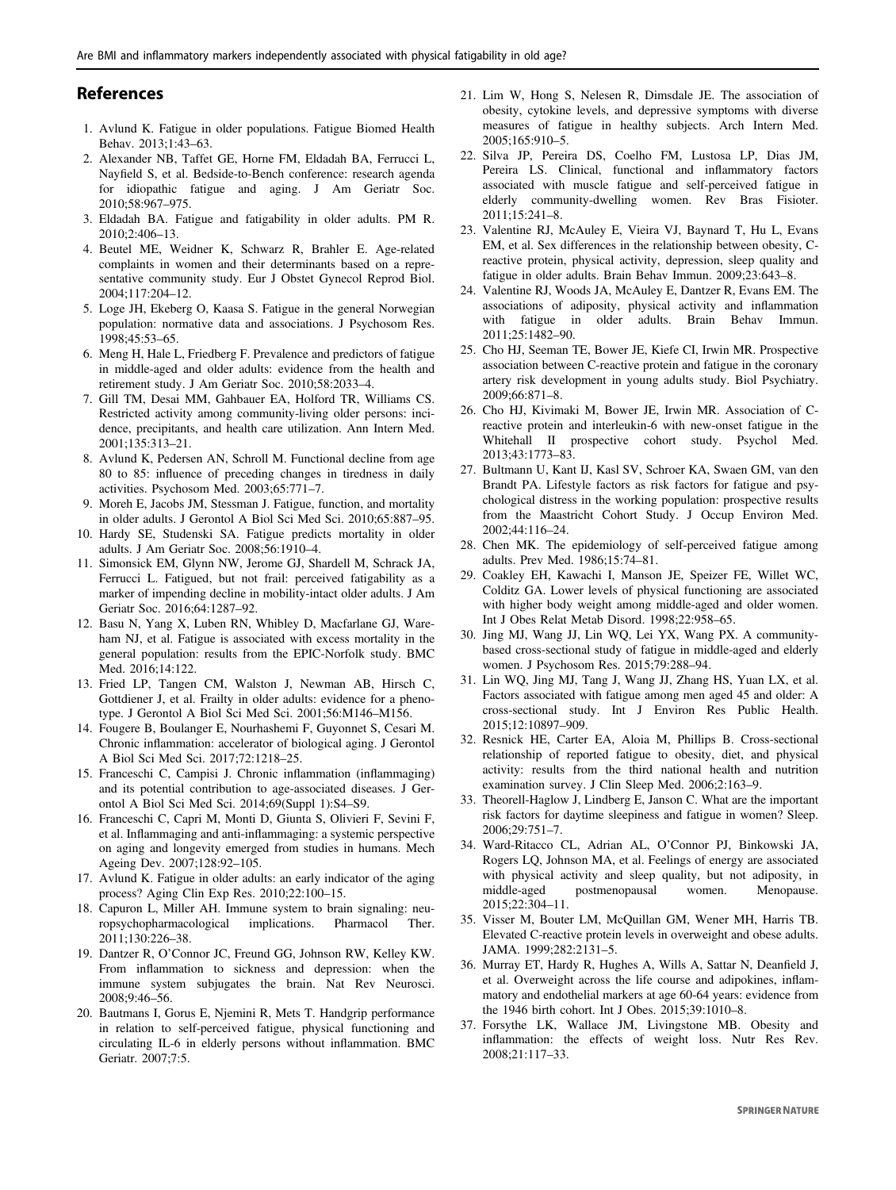## References

1. Avlund K. Fatigue in older populations. Fatigue Biomed Health Behav. 2013;1:43–63.
2. Alexander NB, Taffet GE, Horne FM, Eldadah BA, Ferrucci L, Nayfield S, et al. Bedside-to-Bench conference: research agenda for idiopathic fatigue and aging. J Am Geriatr Soc. 2010;58:967–975.
3. Eldadah BA. Fatigue and fatigability in older adults. PM R. 2010;2:406–13.
4. Beutel ME, Weidner K, Schwarz R, Brahler E. Age-related complaints in women and their determinants based on a representative community study. Eur J Obstet Gynecol Reprod Biol. 2004;117:204–12.
5. Loge JH, Ekeberg O, Kaasa S. Fatigue in the general Norwegian population: normative data and associations. J Psychosom Res. 1998;45:53–65.
6. Meng H, Hale L, Friedberg F. Prevalence and predictors of fatigue in middle-aged and older adults: evidence from the health and retirement study. J Am Geriatr Soc. 2010;58:2033–4.
7. Gill TM, Desai MM, Gahbauer EA, Holford TR, Williams CS. Restricted activity among community-living older persons: incidence, precipitants, and health care utilization. Ann Intern Med. 2001;135:313–21.
8. Avlund K, Pedersen AN, Schroll M. Functional decline from age 80 to 85: influence of preceding changes in tiredness in daily activities. Psychosom Med. 2003;65:771–7.
9. Moreh E, Jacobs JM, Stessman J. Fatigue, function, and mortality in older adults. J Gerontol A Biol Sci Med Sci. 2010;65:887–95.
10. Hardy SE, Studenski SA. Fatigue predicts mortality in older adults. J Am Geriatr Soc. 2008;56:1910–4.
11. Simonsick EM, Glynn NW, Jerome GJ, Shardell M, Schrack JA, Ferrucci L. Fatigued, but not frail: perceived fatigability as a marker of impending decline in mobility-intact older adults. J Am Geriatr Soc. 2016;64:1287–92.
12. Basu N, Yang X, Luben RN, Whibley D, Macfarlane GJ, Wareham NJ, et al. Fatigue is associated with excess mortality in the general population: results from the EPIC-Norfolk study. BMC Med. 2016;14:122.
13. Fried LP, Tangen CM, Walston J, Newman AB, Hirsch C, Gottdiener J, et al. Frailty in older adults: evidence for a phenotype. J Gerontol A Biol Sci Med Sci. 2001;56:M146–M156.
14. Fougere B, Boulanger E, Nourhashemi F, Guyonnet S, Cesari M. Chronic inflammation: accelerator of biological aging. J Gerontol A Biol Sci Med Sci. 2017;72:1218–25.
15. Franceschi C, Campisi J. Chronic inflammation (inflammaging) and its potential contribution to age-associated diseases. J Gerontol A Biol Sci Med Sci. 2014;69(Suppl 1):S4–S9.
16. Franceschi C, Capri M, Monti D, Giunta S, Olivieri F, Sevini F, et al. Inflammaging and anti-inflammaging: a systemic perspective on aging and longevity emerged from studies in humans. Mech Ageing Dev. 2007;128:92–105.
17. Avlund K. Fatigue in older adults: an early indicator of the aging process? Aging Clin Exp Res. 2010;22:100–15.
18. Capuron L, Miller AH. Immune system to brain signaling: neuropsychopharmacological implications. Pharmacol Ther. 2011;130:226–38.
19. Dantzer R, O'Connor JC, Freund GG, Johnson RW, Kelley KW. From inflammation to sickness and depression: when the immune system subjugates the brain. Nat Rev Neurosci. 2008;9:46–56.
20. Bautmans I, Gorus E, Njemini R, Mets T. Handgrip performance in relation to self-perceived fatigue, physical functioning and circulating IL-6 in elderly persons without inflammation. BMC Geriatr. 2007;7:5.
21. Lim W, Hong S, Nelesen R, Dimsdale JE. The association of obesity, cytokine levels, and depressive symptoms with diverse measures of fatigue in healthy subjects. Arch Intern Med. 2005;165:910–5.
22. Silva JP, Pereira DS, Coelho FM, Lustosa LP, Dias JM, Pereira LS. Clinical, functional and inflammatory factors associated with muscle fatigue and self-perceived fatigue in elderly community-dwelling women. Rev Bras Fisioter. 2011;15:241–8.
23. Valentine RJ, McAuley E, Vieira VJ, Baynard T, Hu L, Evans EM, et al. Sex differences in the relationship between obesity, C-reactive protein, physical activity, depression, sleep quality and fatigue in older adults. Brain Behav Immun. 2009;23:643–8.
24. Valentine RJ, Woods JA, McAuley E, Dantzer R, Evans EM. The associations of adiposity, physical activity and inflammation with fatigue in older adults. Brain Behav Immun. 2011;25:1482–90.
25. Cho HJ, Seeman TE, Bower JE, Kiefe CI, Irwin MR. Prospective association between C-reactive protein and fatigue in the coronary artery risk development in young adults study. Biol Psychiatry. 2009;66:871–8.
26. Cho HJ, Kivimaki M, Bower JE, Irwin MR. Association of C-reactive protein and interleukin-6 with new-onset fatigue in the Whitehall II prospective cohort study. Psychol Med. 2013;43:1773–83.
27. Bultmann U, Kant IJ, Kasl SV, Schroer KA, Swaen GM, van den Brandt PA. Lifestyle factors as risk factors for fatigue and psychological distress in the working population: prospective results from the Maastricht Cohort Study. J Occup Environ Med. 2002;44:116–24.
28. Chen MK. The epidemiology of self-perceived fatigue among adults. Prev Med. 1986;15:74–81.
29. Coakley EH, Kawachi I, Manson JE, Speizer FE, Willet WC, Colditz GA. Lower levels of physical functioning are associated with higher body weight among middle-aged and older women. Int J Obes Relat Metab Disord. 1998;22:958–65.
30. Jing MJ, Wang JJ, Lin WQ, Lei YX, Wang PX. A community-based cross-sectional study of fatigue in middle-aged and elderly women. J Psychosom Res. 2015;79:288–94.
31. Lin WQ, Jing MJ, Tang J, Wang JJ, Zhang HS, Yuan LX, et al. Factors associated with fatigue among men aged 45 and older: A cross-sectional study. Int J Environ Res Public Health. 2015;12:10897–909.
32. Resnick HE, Carter EA, Aloia M, Phillips B. Cross-sectional relationship of reported fatigue to obesity, diet, and physical activity: results from the third national health and nutrition examination survey. J Clin Sleep Med. 2006;2:163–9.
33. Theorell-Haglow J, Lindberg E, Janson C. What are the important risk factors for daytime sleepiness and fatigue in women? Sleep. 2006;29:751–7.
34. Ward-Ritacco CL, Adrian AL, O'Connor PJ, Binkowski JA, Rogers LQ, Johnson MA, et al. Feelings of energy are associated with physical activity and sleep quality, but not adiposity, in middle-aged postmenopausal women. Menopause. 2015;22:304–11.
35. Visser M, Bouter LM, McQuillan GM, Wener MH, Harris TB. Elevated C-reactive protein levels in overweight and obese adults. JAMA. 1999;282:2131–5.
36. Murray ET, Hardy R, Hughes A, Wills A, Sattar N, Deanfield J, et al. Overweight across the life course and adipokines, inflammatory and endothelial markers at age 60-64 years: evidence from the 1946 birth cohort. Int J Obes. 2015;39:1010–8.
37. Forsythe LK, Wallace JM, Livingstone MB. Obesity and inflammation: the effects of weight loss. Nutr Res Rev. 2008;21:117–33.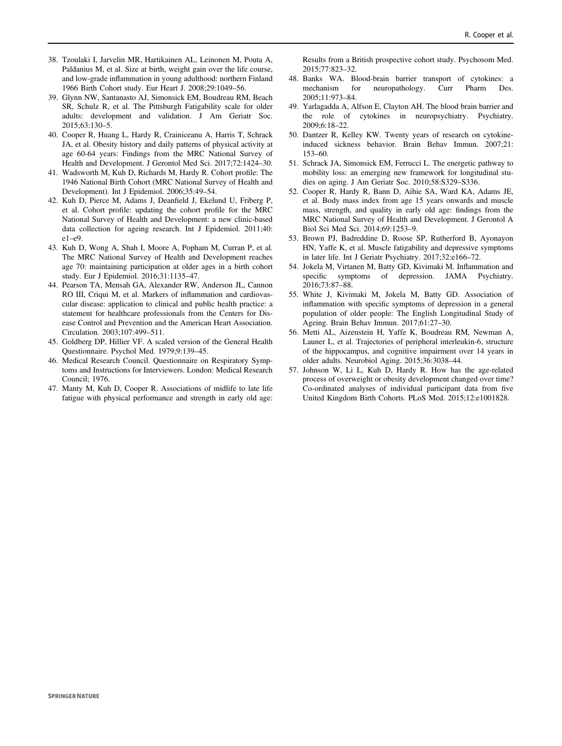38. Tzoulaki I, Jarvelin MR, Hartikainen AL, Leinonen M, Pouta A, Paldanius M, et al. Size at birth, weight gain over the life course, and low-grade inflammation in young adulthood: northern Finland 1966 Birth Cohort study. Eur Heart J. 2008;29:1049–56.
39. Glynn NW, Santanasto AJ, Simonsick EM, Boudreau RM, Beach SR, Schulz R, et al. The Pittsburgh Fatigability scale for older adults: development and validation. J Am Geriatr Soc. 2015;63:130–5.
40. Cooper R, Huang L, Hardy R, Crainiceanu A, Harris T, Schrack JA, et al. Obesity history and daily patterns of physical activity at age 60-64 years: Findings from the MRC National Survey of Health and Development. J Gerontol Med Sci. 2017;72:1424–30.
41. Wadsworth M, Kuh D, Richards M, Hardy R. Cohort profile: The 1946 National Birth Cohort (MRC National Survey of Health and Development). Int J Epidemiol. 2006;35:49–54.
42. Kuh D, Pierce M, Adams J, Deanfield J, Ekelund U, Friberg P, et al. Cohort profile: updating the cohort profile for the MRC National Survey of Health and Development: a new clinic-based data collection for ageing research. Int J Epidemiol. 2011;40: e1–e9.
43. Kuh D, Wong A, Shah I, Moore A, Popham M, Curran P, et al. The MRC National Survey of Health and Development reaches age 70: maintaining participation at older ages in a birth cohort study. Eur J Epidemiol. 2016;31:1135–47.
44. Pearson TA, Mensah GA, Alexander RW, Anderson JL, Cannon RO III, Criqui M, et al. Markers of inflammation and cardiovascular disease: application to clinical and public health practice: a statement for healthcare professionals from the Centers for Disease Control and Prevention and the American Heart Association. Circulation. 2003;107:499–511.
45. Goldberg DP, Hillier VF. A scaled version of the General Health Questionnaire. Psychol Med. 1979;9:139–45.
46. Medical Research Council. Questionnaire on Respiratory Symptoms and Instructions for Interviewers. London: Medical Research Council; 1976.
47. Manty M, Kuh D, Cooper R. Associations of midlife to late life fatigue with physical performance and strength in early old age: Results from a British prospective cohort study. Psychosom Med. 2015;77:823–32.
48. Banks WA. Blood-brain barrier transport of cytokines: a mechanism for neuropathology. Curr Pharm Des. 2005;11:973–84.
49. Yarlagadda A, Alfson E, Clayton AH. The blood brain barrier and the role of cytokines in neuropsychiatry. Psychiatry. 2009;6:18–22.
50. Dantzer R, Kelley KW. Twenty years of research on cytokine-induced sickness behavior. Brain Behav Immun. 2007;21: 153–60.
51. Schrack JA, Simonsick EM, Ferrucci L. The energetic pathway to mobility loss: an emerging new framework for longitudinal studies on aging. J Am Geriatr Soc. 2010;58:S329–S336.
52. Cooper R, Hardy R, Bann D, Aihie SA, Ward KA, Adams JE, et al. Body mass index from age 15 years onwards and muscle mass, strength, and quality in early old age: findings from the MRC National Survey of Health and Development. J Gerontol A Biol Sci Med Sci. 2014;69:1253–9.
53. Brown PJ, Badreddine D, Roose SP, Rutherford B, Ayonayon HN, Yaffe K, et al. Muscle fatigability and depressive symptoms in later life. Int J Geriatr Psychiatry. 2017;32:e166–72.
54. Jokela M, Virtanen M, Batty GD, Kivimaki M. Inflammation and specific symptoms of depression. JAMA Psychiatry. 2016;73:87–88.
55. White J, Kivimaki M, Jokela M, Batty GD. Association of inflammation with specific symptoms of depression in a general population of older people: The English Longitudinal Study of Ageing. Brain Behav Immun. 2017;61:27–30.
56. Metti AL, Aizenstein H, Yaffe K, Boudreau RM, Newman A, Launer L, et al. Trajectories of peripheral interleukin-6, structure of the hippocampus, and cognitive impairment over 14 years in older adults. Neurobiol Aging. 2015;36:3038–44.
57. Johnson W, Li L, Kuh D, Hardy R. How has the age-related process of overweight or obesity development changed over time? Co-ordinated analyses of individual participant data from five United Kingdom Birth Cohorts. PLoS Med. 2015;12:e1001828.